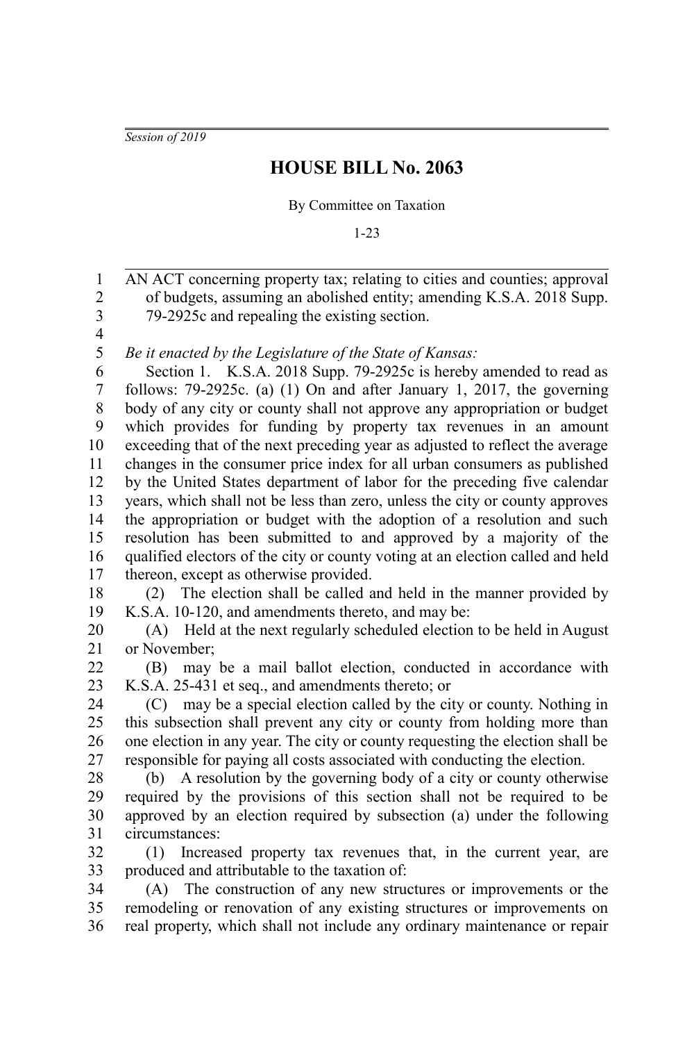*Session of 2019*

# HOUSE BILL No. 2063

By Committee on Taxation

1-23

AN ACT concerning property tax; relating to cities and counties; approval of budgets, assuming an abolished entity; amending K.S.A. 2018 Supp. 79-2925c and repealing the existing section.

*Be it enacted by the Legislature of the State of Kansas:*

Section 1. K.S.A. 2018 Supp. 79-2925c is hereby amended to read as follows: 79-2925c. (a) (1) On and after January 1, 2017, the governing body of any city or county shall not approve any appropriation or budget which provides for funding by property tax revenues in an amount exceeding that of the next preceding year as adjusted to reflect the average changes in the consumer price index for all urban consumers as published by the United States department of labor for the preceding five calendar years, which shall not be less than zero, unless the city or county approves the appropriation or budget with the adoption of a resolution and such resolution has been submitted to and approved by a majority of the qualified electors of the city or county voting at an election called and held thereon, except as otherwise provided.

(2) The election shall be called and held in the manner provided by K.S.A. 10-120, and amendments thereto, and may be:

(A) Held at the next regularly scheduled election to be held in August or November;

(B) may be a mail ballot election, conducted in accordance with K.S.A. 25-431 et seq., and amendments thereto; or

(C) may be a special election called by the city or county. Nothing in this subsection shall prevent any city or county from holding more than one election in any year. The city or county requesting the election shall be responsible for paying all costs associated with conducting the election.

(b) A resolution by the governing body of a city or county otherwise required by the provisions of this section shall not be required to be approved by an election required by subsection (a) under the following circumstances:

(1) Increased property tax revenues that, in the current year, are produced and attributable to the taxation of:

(A) The construction of any new structures or improvements or the remodeling or renovation of any existing structures or improvements on real property, which shall not include any ordinary maintenance or repair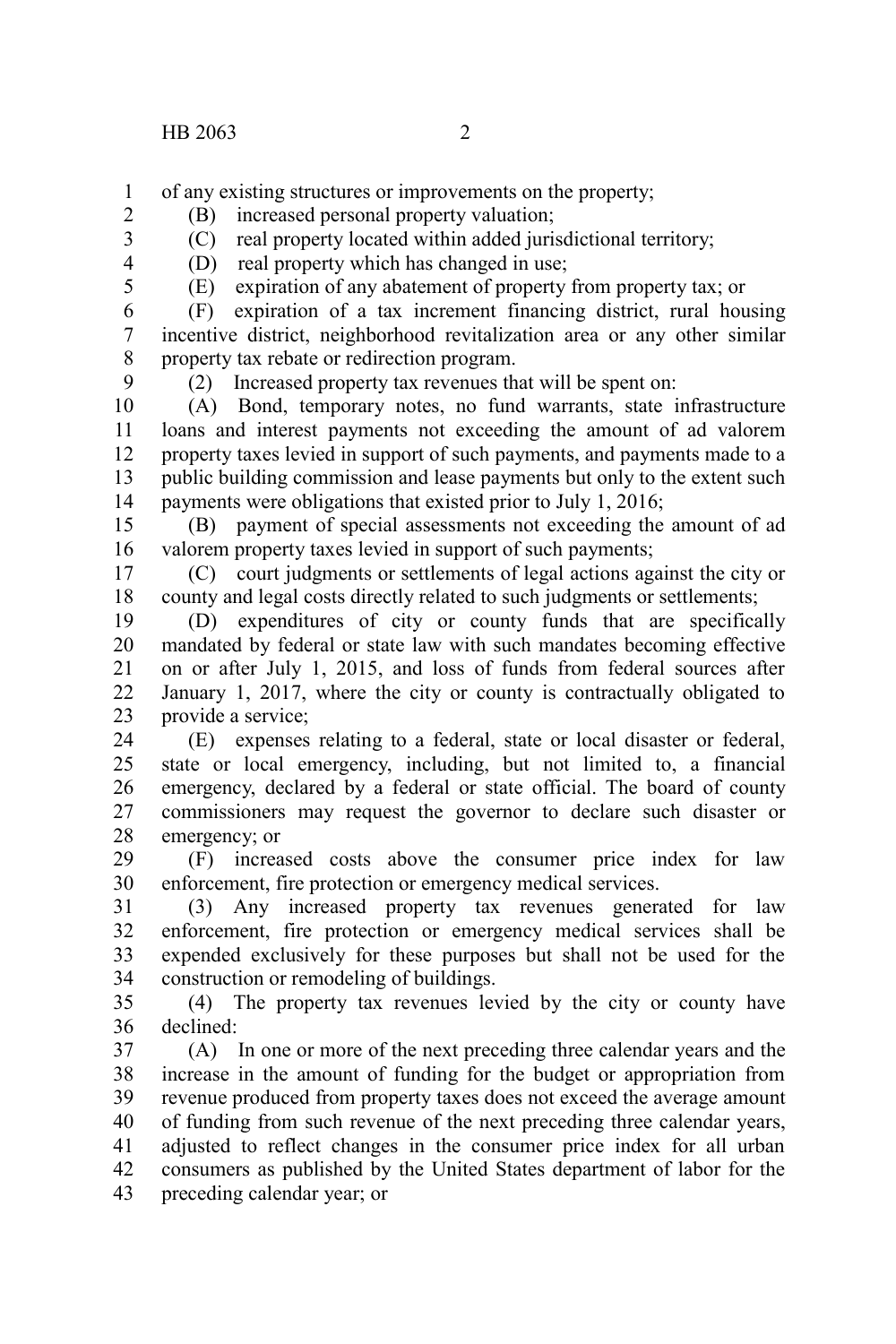of any existing structures or improvements on the property;

(B) increased personal property valuation;

(C) real property located within added jurisdictional territory;

(D) real property which has changed in use;

(E) expiration of any abatement of property from property tax; or

(F) expiration of a tax increment financing district, rural housing incentive district, neighborhood revitalization area or any other similar property tax rebate or redirection program.

(2) Increased property tax revenues that will be spent on:

(A) Bond, temporary notes, no fund warrants, state infrastructure loans and interest payments not exceeding the amount of ad valorem property taxes levied in support of such payments, and payments made to a public building commission and lease payments but only to the extent such payments were obligations that existed prior to July 1, 2016;

(B) payment of special assessments not exceeding the amount of ad valorem property taxes levied in support of such payments;

(C) court judgments or settlements of legal actions against the city or county and legal costs directly related to such judgments or settlements;

(D) expenditures of city or county funds that are specifically mandated by federal or state law with such mandates becoming effective on or after July 1, 2015, and loss of funds from federal sources after January 1, 2017, where the city or county is contractually obligated to provide a service;

(E) expenses relating to a federal, state or local disaster or federal, state or local emergency, including, but not limited to, a financial emergency, declared by a federal or state official. The board of county commissioners may request the governor to declare such disaster or emergency; or

(F) increased costs above the consumer price index for law enforcement, fire protection or emergency medical services.

(3) Any increased property tax revenues generated for law enforcement, fire protection or emergency medical services shall be expended exclusively for these purposes but shall not be used for the construction or remodeling of buildings.

(4) The property tax revenues levied by the city or county have declined:

(A) In one or more of the next preceding three calendar years and the increase in the amount of funding for the budget or appropriation from revenue produced from property taxes does not exceed the average amount of funding from such revenue of the next preceding three calendar years, adjusted to reflect changes in the consumer price index for all urban consumers as published by the United States department of labor for the preceding calendar year; or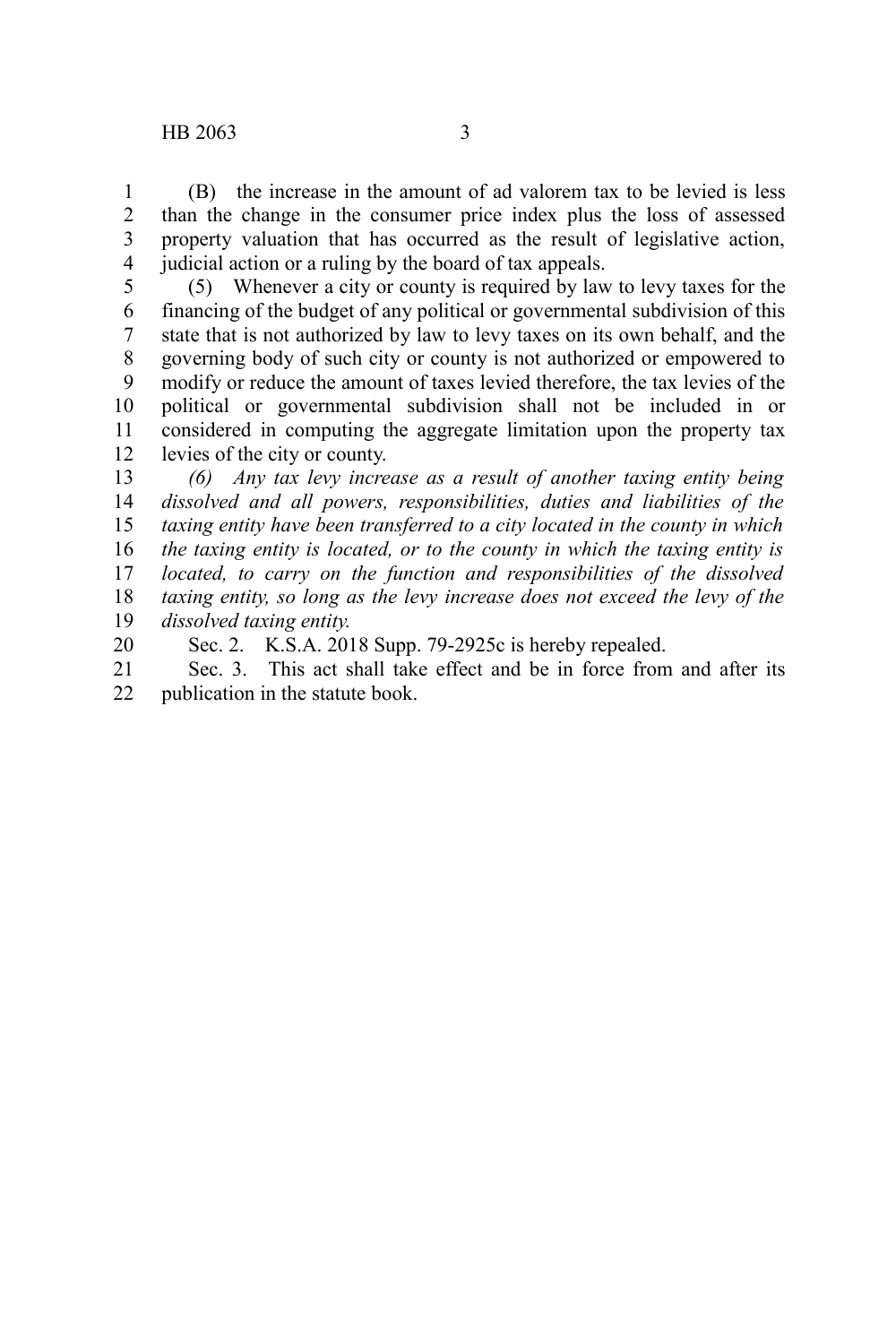(B) the increase in the amount of ad valorem tax to be levied is less than the change in the consumer price index plus the loss of assessed property valuation that has occurred as the result of legislative action, judicial action or a ruling by the board of tax appeals.

(5) Whenever a city or county is required by law to levy taxes for the financing of the budget of any political or governmental subdivision of this state that is not authorized by law to levy taxes on its own behalf, and the governing body of such city or county is not authorized or empowered to modify or reduce the amount of taxes levied therefore, the tax levies of the political or governmental subdivision shall not be included in or considered in computing the aggregate limitation upon the property tax levies of the city or county.

*(6) Any tax levy increase as a result of another taxing entity being dissolved and all powers, responsibilities, duties and liabilities of the taxing entity have been transferred to a city located in the county in which the taxing entity is located, or to the county in which the taxing entity is located, to carry on the function and responsibilities of the dissolved taxing entity, so long as the levy increase does not exceed the levy of the dissolved taxing entity.*

Sec. 2. K.S.A. 2018 Supp. 79-2925c is hereby repealed.

Sec. 3. This act shall take effect and be in force from and after its publication in the statute book.